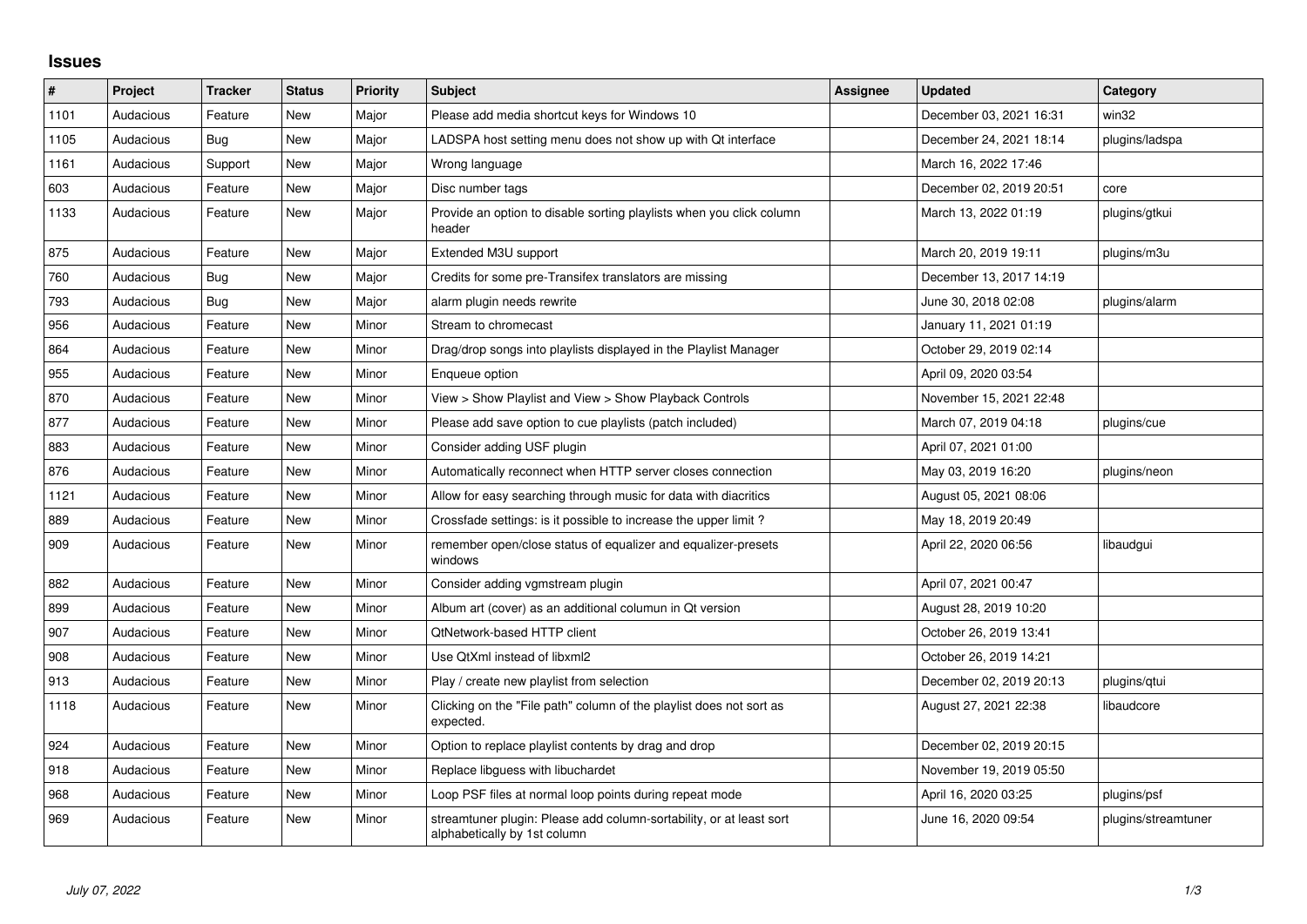## Issues

| # | Project | Tracker | Status | Priority | Subject | Assignee | Updated | Category |
|---|---|---|---|---|---|---|---|---|
| 1101 | Audacious | Feature | New | Major | Please add media shortcut keys for Windows 10 | | December 03, 2021 16:31 | win32 |
| 1105 | Audacious | Bug | New | Major | LADSPA host setting menu does not show up with Qt interface | | December 24, 2021 18:14 | plugins/ladspa |
| 1161 | Audacious | Support | New | Major | Wrong language | | March 16, 2022 17:46 | |
| 603 | Audacious | Feature | New | Major | Disc number tags | | December 02, 2019 20:51 | core |
| 1133 | Audacious | Feature | New | Major | Provide an option to disable sorting playlists when you click column header | | March 13, 2022 01:19 | plugins/gtkui |
| 875 | Audacious | Feature | New | Major | Extended M3U support | | March 20, 2019 19:11 | plugins/m3u |
| 760 | Audacious | Bug | New | Major | Credits for some pre-Transifex translators are missing | | December 13, 2017 14:19 | |
| 793 | Audacious | Bug | New | Major | alarm plugin needs rewrite | | June 30, 2018 02:08 | plugins/alarm |
| 956 | Audacious | Feature | New | Minor | Stream to chromecast | | January 11, 2021 01:19 | |
| 864 | Audacious | Feature | New | Minor | Drag/drop songs into playlists displayed in the Playlist Manager | | October 29, 2019 02:14 | |
| 955 | Audacious | Feature | New | Minor | Enqueue option | | April 09, 2020 03:54 | |
| 870 | Audacious | Feature | New | Minor | View > Show Playlist and View > Show Playback Controls | | November 15, 2021 22:48 | |
| 877 | Audacious | Feature | New | Minor | Please add save option to cue playlists (patch included) | | March 07, 2019 04:18 | plugins/cue |
| 883 | Audacious | Feature | New | Minor | Consider adding USF plugin | | April 07, 2021 01:00 | |
| 876 | Audacious | Feature | New | Minor | Automatically reconnect when HTTP server closes connection | | May 03, 2019 16:20 | plugins/neon |
| 1121 | Audacious | Feature | New | Minor | Allow for easy searching through music for data with diacritics | | August 05, 2021 08:06 | |
| 889 | Audacious | Feature | New | Minor | Crossfade settings: is it possible to increase the upper limit ? | | May 18, 2019 20:49 | |
| 909 | Audacious | Feature | New | Minor | remember open/close status of equalizer and equalizer-presets windows | | April 22, 2020 06:56 | libaudgui |
| 882 | Audacious | Feature | New | Minor | Consider adding vgmstream plugin | | April 07, 2021 00:47 | |
| 899 | Audacious | Feature | New | Minor | Album art (cover) as an additional columun in Qt version | | August 28, 2019 10:20 | |
| 907 | Audacious | Feature | New | Minor | QtNetwork-based HTTP client | | October 26, 2019 13:41 | |
| 908 | Audacious | Feature | New | Minor | Use QtXml instead of libxml2 | | October 26, 2019 14:21 | |
| 913 | Audacious | Feature | New | Minor | Play / create new playlist from selection | | December 02, 2019 20:13 | plugins/qtui |
| 1118 | Audacious | Feature | New | Minor | Clicking on the "File path" column of the playlist does not sort as expected. | | August 27, 2021 22:38 | libaudcore |
| 924 | Audacious | Feature | New | Minor | Option to replace playlist contents by drag and drop | | December 02, 2019 20:15 | |
| 918 | Audacious | Feature | New | Minor | Replace libguess with libuchardet | | November 19, 2019 05:50 | |
| 968 | Audacious | Feature | New | Minor | Loop PSF files at normal loop points during repeat mode | | April 16, 2020 03:25 | plugins/psf |
| 969 | Audacious | Feature | New | Minor | streamtuner plugin: Please add column-sortability, or at least sort alphabetically by 1st column | | June 16, 2020 09:54 | plugins/streamtuner |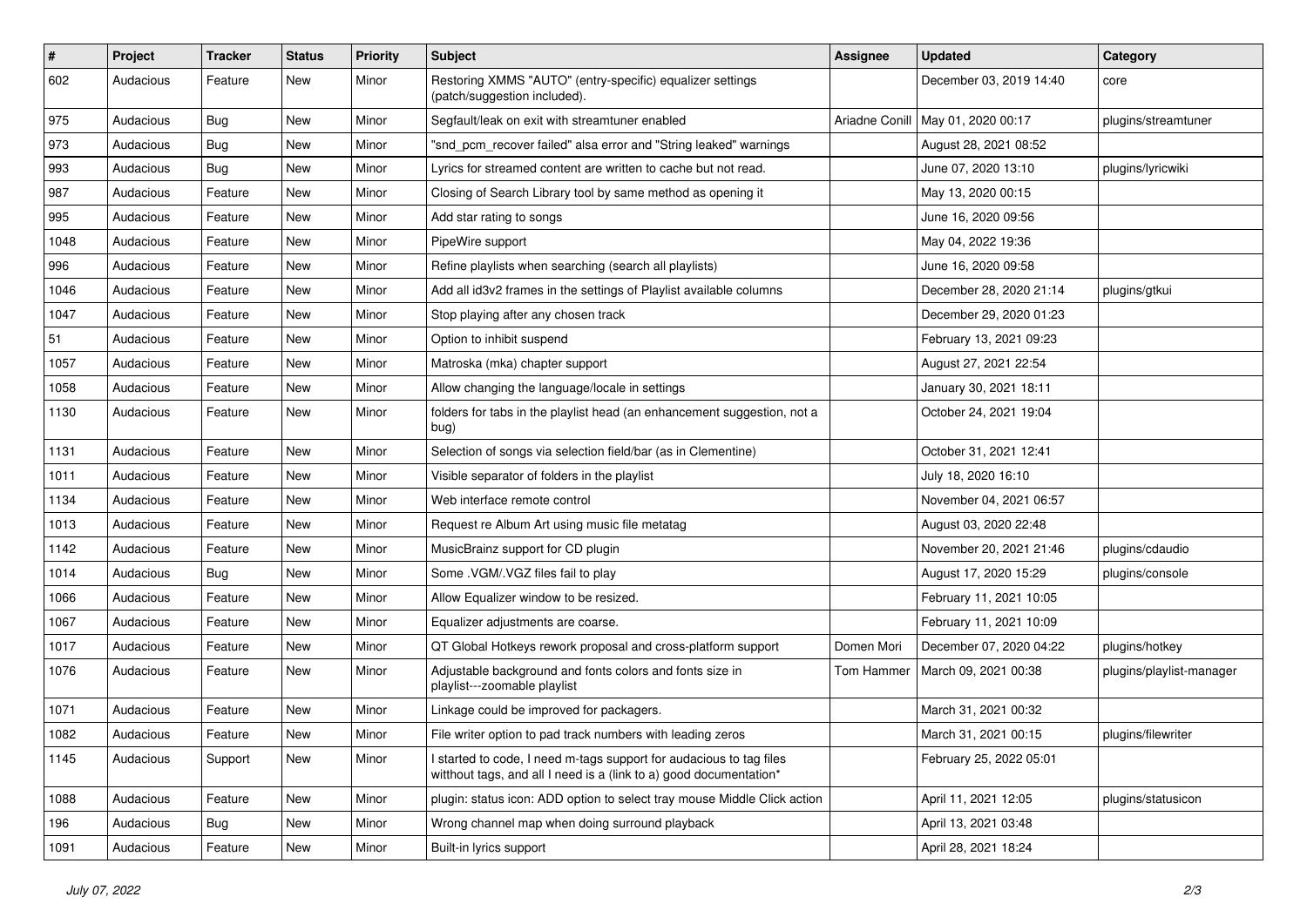| # | Project | Tracker | Status | Priority | Subject | Assignee | Updated | Category |
|---|---|---|---|---|---|---|---|---|
| 602 | Audacious | Feature | New | Minor | Restoring XMMS "AUTO" (entry-specific) equalizer settings (patch/suggestion included). | | December 03, 2019 14:40 | core |
| 975 | Audacious | Bug | New | Minor | Segfault/leak on exit with streamtuner enabled | Ariadne Conill | May 01, 2020 00:17 | plugins/streamtuner |
| 973 | Audacious | Bug | New | Minor | "snd_pcm_recover failed" alsa error and "String leaked" warnings | | August 28, 2021 08:52 | |
| 993 | Audacious | Bug | New | Minor | Lyrics for streamed content are written to cache but not read. | | June 07, 2020 13:10 | plugins/lyricwiki |
| 987 | Audacious | Feature | New | Minor | Closing of Search Library tool by same method as opening it | | May 13, 2020 00:15 | |
| 995 | Audacious | Feature | New | Minor | Add star rating to songs | | June 16, 2020 09:56 | |
| 1048 | Audacious | Feature | New | Minor | PipeWire support | | May 04, 2022 19:36 | |
| 996 | Audacious | Feature | New | Minor | Refine playlists when searching (search all playlists) | | June 16, 2020 09:58 | |
| 1046 | Audacious | Feature | New | Minor | Add all id3v2 frames in the settings of Playlist available columns | | December 28, 2020 21:14 | plugins/gtkui |
| 1047 | Audacious | Feature | New | Minor | Stop playing after any chosen track | | December 29, 2020 01:23 | |
| 51 | Audacious | Feature | New | Minor | Option to inhibit suspend | | February 13, 2021 09:23 | |
| 1057 | Audacious | Feature | New | Minor | Matroska (mka) chapter support | | August 27, 2021 22:54 | |
| 1058 | Audacious | Feature | New | Minor | Allow changing the language/locale in settings | | January 30, 2021 18:11 | |
| 1130 | Audacious | Feature | New | Minor | folders for tabs in the playlist head (an enhancement suggestion, not a bug) | | October 24, 2021 19:04 | |
| 1131 | Audacious | Feature | New | Minor | Selection of songs via selection field/bar (as in Clementine) | | October 31, 2021 12:41 | |
| 1011 | Audacious | Feature | New | Minor | Visible separator of folders in the playlist | | July 18, 2020 16:10 | |
| 1134 | Audacious | Feature | New | Minor | Web interface remote control | | November 04, 2021 06:57 | |
| 1013 | Audacious | Feature | New | Minor | Request re Album Art using music file metatag | | August 03, 2020 22:48 | |
| 1142 | Audacious | Feature | New | Minor | MusicBrainz support for CD plugin | | November 20, 2021 21:46 | plugins/cdaudio |
| 1014 | Audacious | Bug | New | Minor | Some .VGM/.VGZ files fail to play | | August 17, 2020 15:29 | plugins/console |
| 1066 | Audacious | Feature | New | Minor | Allow Equalizer window to be resized. | | February 11, 2021 10:05 | |
| 1067 | Audacious | Feature | New | Minor | Equalizer adjustments are coarse. | | February 11, 2021 10:09 | |
| 1017 | Audacious | Feature | New | Minor | QT Global Hotkeys rework proposal and cross-platform support | Domen Mori | December 07, 2020 04:22 | plugins/hotkey |
| 1076 | Audacious | Feature | New | Minor | Adjustable background and fonts colors and fonts size in playlist---zoomable playlist | Tom Hammer | March 09, 2021 00:38 | plugins/playlist-manager |
| 1071 | Audacious | Feature | New | Minor | Linkage could be improved for packagers. | | March 31, 2021 00:32 | |
| 1082 | Audacious | Feature | New | Minor | File writer option to pad track numbers with leading zeros | | March 31, 2021 00:15 | plugins/filewriter |
| 1145 | Audacious | Support | New | Minor | I started to code, I need m-tags support for audacious to tag files witthout tags, and all I need is a (link to a) good documentation* | | February 25, 2022 05:01 | |
| 1088 | Audacious | Feature | New | Minor | plugin: status icon: ADD option to select tray mouse Middle Click action | | April 11, 2021 12:05 | plugins/statusicon |
| 196 | Audacious | Bug | New | Minor | Wrong channel map when doing surround playback | | April 13, 2021 03:48 | |
| 1091 | Audacious | Feature | New | Minor | Built-in lyrics support | | April 28, 2021 18:24 | |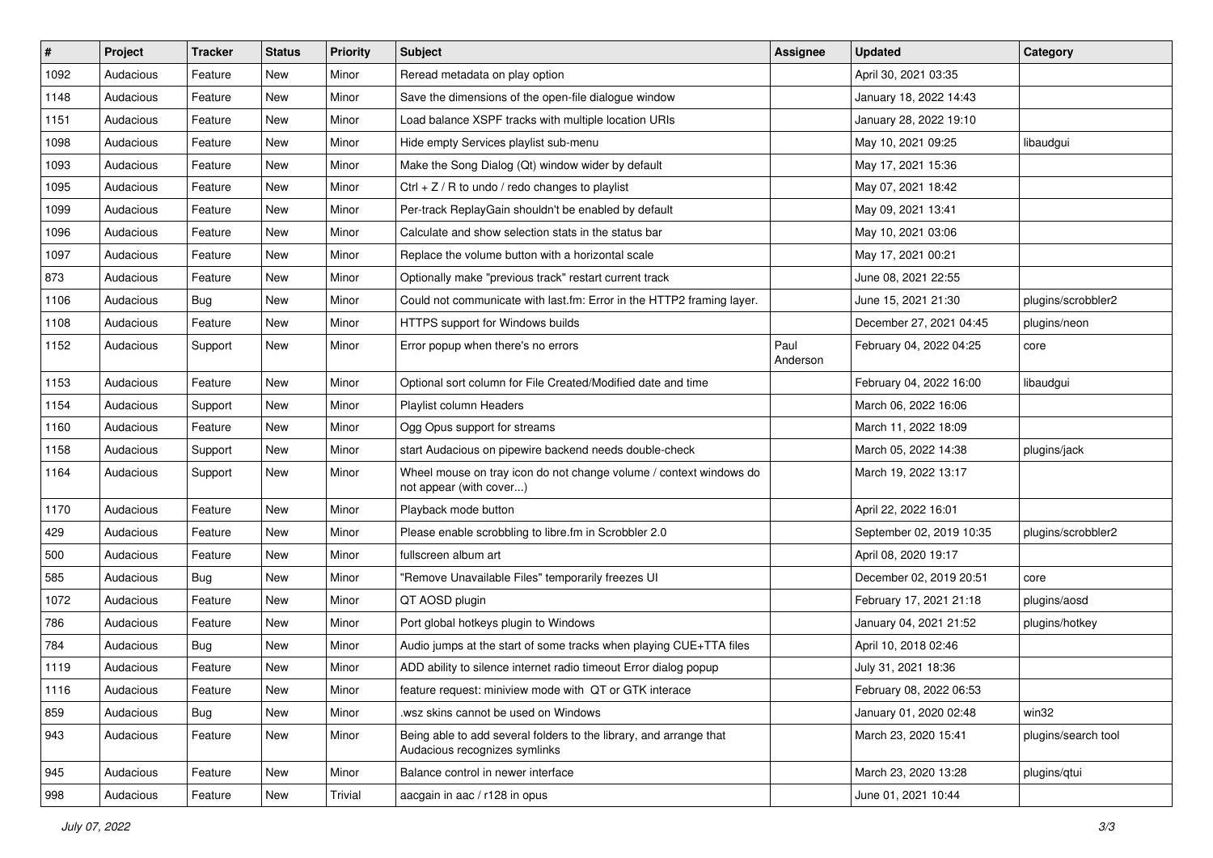| # | Project | Tracker | Status | Priority | Subject | Assignee | Updated | Category |
|---|---|---|---|---|---|---|---|---|
| 1092 | Audacious | Feature | New | Minor | Reread metadata on play option | | April 30, 2021 03:35 | |
| 1148 | Audacious | Feature | New | Minor | Save the dimensions of the open-file dialogue window | | January 18, 2022 14:43 | |
| 1151 | Audacious | Feature | New | Minor | Load balance XSPF tracks with multiple location URIs | | January 28, 2022 19:10 | |
| 1098 | Audacious | Feature | New | Minor | Hide empty Services playlist sub-menu | | May 10, 2021 09:25 | libaudgui |
| 1093 | Audacious | Feature | New | Minor | Make the Song Dialog (Qt) window wider by default | | May 17, 2021 15:36 | |
| 1095 | Audacious | Feature | New | Minor | Ctrl + Z / R to undo / redo changes to playlist | | May 07, 2021 18:42 | |
| 1099 | Audacious | Feature | New | Minor | Per-track ReplayGain shouldn't be enabled by default | | May 09, 2021 13:41 | |
| 1096 | Audacious | Feature | New | Minor | Calculate and show selection stats in the status bar | | May 10, 2021 03:06 | |
| 1097 | Audacious | Feature | New | Minor | Replace the volume button with a horizontal scale | | May 17, 2021 00:21 | |
| 873 | Audacious | Feature | New | Minor | Optionally make "previous track" restart current track | | June 08, 2021 22:55 | |
| 1106 | Audacious | Bug | New | Minor | Could not communicate with last.fm: Error in the HTTP2 framing layer. | | June 15, 2021 21:30 | plugins/scrobbler2 |
| 1108 | Audacious | Feature | New | Minor | HTTPS support for Windows builds | | December 27, 2021 04:45 | plugins/neon |
| 1152 | Audacious | Support | New | Minor | Error popup when there's no errors | Paul Anderson | February 04, 2022 04:25 | core |
| 1153 | Audacious | Feature | New | Minor | Optional sort column for File Created/Modified date and time | | February 04, 2022 16:00 | libaudgui |
| 1154 | Audacious | Support | New | Minor | Playlist column Headers | | March 06, 2022 16:06 | |
| 1160 | Audacious | Feature | New | Minor | Ogg Opus support for streams | | March 11, 2022 18:09 | |
| 1158 | Audacious | Support | New | Minor | start Audacious on pipewire backend needs double-check | | March 05, 2022 14:38 | plugins/jack |
| 1164 | Audacious | Support | New | Minor | Wheel mouse on tray icon do not change volume / context windows do not appear (with cover...) | | March 19, 2022 13:17 | |
| 1170 | Audacious | Feature | New | Minor | Playback mode button | | April 22, 2022 16:01 | |
| 429 | Audacious | Feature | New | Minor | Please enable scrobbling to libre.fm in Scrobbler 2.0 | | September 02, 2019 10:35 | plugins/scrobbler2 |
| 500 | Audacious | Feature | New | Minor | fullscreen album art | | April 08, 2020 19:17 | |
| 585 | Audacious | Bug | New | Minor | "Remove Unavailable Files" temporarily freezes UI | | December 02, 2019 20:51 | core |
| 1072 | Audacious | Feature | New | Minor | QT AOSD plugin | | February 17, 2021 21:18 | plugins/aosd |
| 786 | Audacious | Feature | New | Minor | Port global hotkeys plugin to Windows | | January 04, 2021 21:52 | plugins/hotkey |
| 784 | Audacious | Bug | New | Minor | Audio jumps at the start of some tracks when playing CUE+TTA files | | April 10, 2018 02:46 | |
| 1119 | Audacious | Feature | New | Minor | ADD ability to silence internet radio timeout Error dialog popup | | July 31, 2021 18:36 | |
| 1116 | Audacious | Feature | New | Minor | feature request: miniview mode with QT or GTK interace | | February 08, 2022 06:53 | |
| 859 | Audacious | Bug | New | Minor | .wsz skins cannot be used on Windows | | January 01, 2020 02:48 | win32 |
| 943 | Audacious | Feature | New | Minor | Being able to add several folders to the library, and arrange that Audacious recognizes symlinks | | March 23, 2020 15:41 | plugins/search tool |
| 945 | Audacious | Feature | New | Minor | Balance control in newer interface | | March 23, 2020 13:28 | plugins/qtui |
| 998 | Audacious | Feature | New | Trivial | aacgain in aac / r128 in opus | | June 01, 2021 10:44 | |